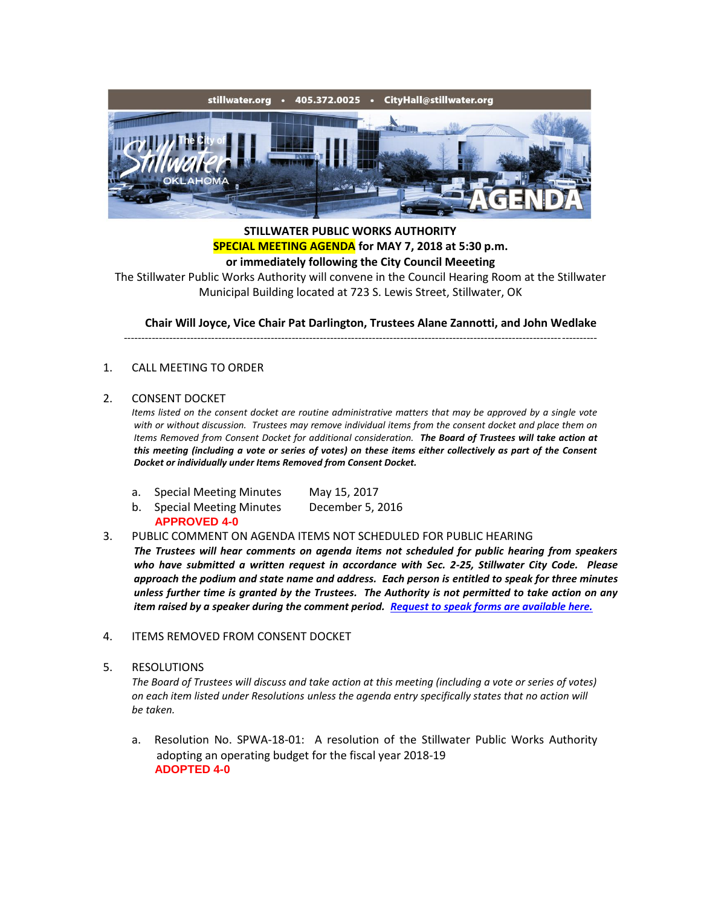stillwater.org • 405.372.0025 • CityHall@stillwater.org

**STILLWATER PUBLIC WORKS AUTHORITY**
**SPECIAL MEETING AGENDA for MAY 7, 2018 at 5:30 p.m.**
**or immediately following the City Council Meeeting**

The Stillwater Public Works Authority will convene in the Council Hearing Room at the Stillwater Municipal Building located at 723 S. Lewis Street, Stillwater, OK

**Chair Will Joyce, Vice Chair Pat Darlington, Trustees Alane Zannotti, and John Wedlake**

---

1. CALL MEETING TO ORDER

2. CONSENT DOCKET

   *Items listed on the consent docket are routine administrative matters that may be approved by a single vote with or without discussion. Trustees may remove individual items from the consent docket and place them on Items Removed from Consent Docket for additional consideration.* ***The Board of Trustees will take action at this meeting (including a vote or series of votes) on these items either collectively as part of the Consent Docket or individually under Items Removed from Consent Docket.***

   a. Special Meeting Minutes May 15, 2017
   b. Special Meeting Minutes December 5, 2016

   **APPROVED 4-0**

3. PUBLIC COMMENT ON AGENDA ITEMS NOT SCHEDULED FOR PUBLIC HEARING

   ***The Trustees will hear comments on agenda items not scheduled for public hearing from speakers who have submitted a written request in accordance with Sec. 2-25, Stillwater City Code. Please approach the podium and state name and address. Each person is entitled to speak for three minutes unless further time is granted by the Trustees. The Authority is not permitted to take action on any item raised by a speaker during the comment period. Request to speak forms are available here.***

4. ITEMS REMOVED FROM CONSENT DOCKET

5. RESOLUTIONS

   *The Board of Trustees will discuss and take action at this meeting (including a vote or series of votes) on each item listed under Resolutions unless the agenda entry specifically states that no action will be taken.*

   a. Resolution No. SPWA-18-01: A resolution of the Stillwater Public Works Authority adopting an operating budget for the fiscal year 2018-19

   **ADOPTED 4-0**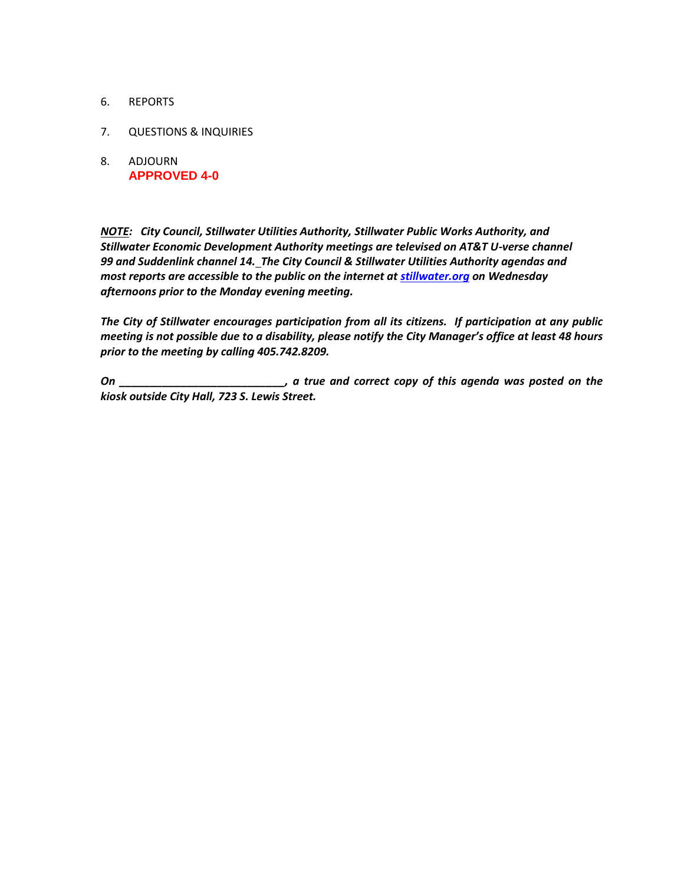6. REPORTS

7. QUESTIONS & INQUIRIES

8. ADJOURN
   **APPROVED 4-0**

***NOTE*: City Council, Stillwater Utilities Authority, Stillwater Public Works Authority, and Stillwater Economic Development Authority meetings are televised on AT&T U-verse channel 99 and Suddenlink channel 14. The City Council & Stillwater Utilities Authority agendas and most reports are accessible to the public on the internet at [stillwater.org](stillwater.org) on Wednesday afternoons prior to the Monday evening meeting.**

***The City of Stillwater encourages participation from all its citizens. If participation at any public meeting is not possible due to a disability, please notify the City Manager's office at least 48 hours prior to the meeting by calling 405.742.8209.***

***On ___________________________, a true and correct copy of this agenda was posted on the kiosk outside City Hall, 723 S. Lewis Street.***